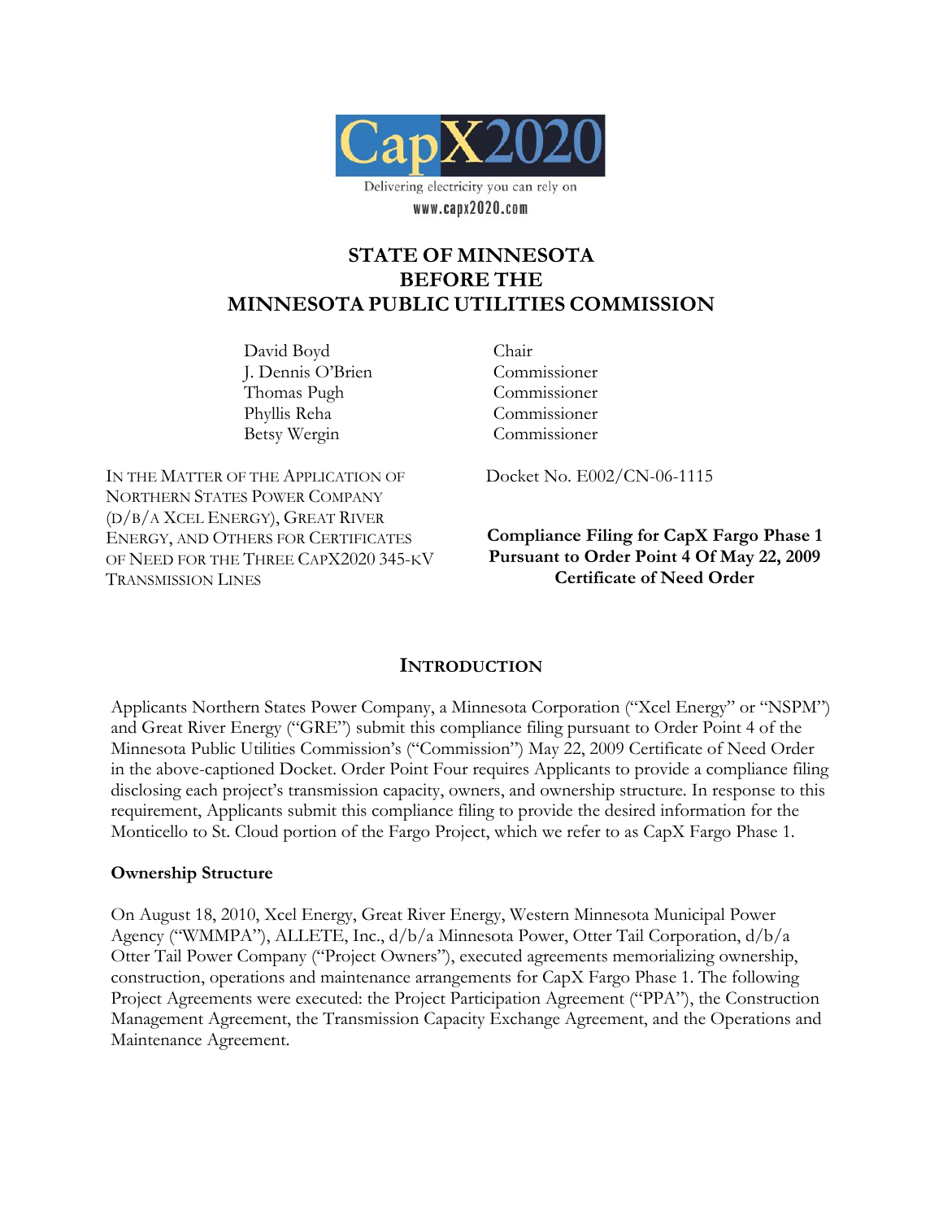CapX2020

Delivering electricity you can rely on

www.capx2020.com

# STATE OF MINNESOTA BEFORE THE MINNESOTA PUBLIC UTILITIES COMMISSION

| | |
|---|---|
| David Boyd | Chair |
| J. Dennis O'Brien | Commissioner |
| Thomas Pugh | Commissioner |
| Phyllis Reha | Commissioner |
| Betsy Wergin | Commissioner |

IN THE MATTER OF THE APPLICATION OF NORTHERN STATES POWER COMPANY (D/B/A XCEL ENERGY), GREAT RIVER ENERGY, AND OTHERS FOR CERTIFICATES OF NEED FOR THE THREE CAPX2020 345-KV TRANSMISSION LINES

Docket No. E002/CN-06-1115

**Compliance Filing for CapX Fargo Phase 1 Pursuant to Order Point 4 Of May 22, 2009 Certificate of Need Order**

## INTRODUCTION

Applicants Northern States Power Company, a Minnesota Corporation ("Xcel Energy" or "NSPM") and Great River Energy ("GRE") submit this compliance filing pursuant to Order Point 4 of the Minnesota Public Utilities Commission's ("Commission") May 22, 2009 Certificate of Need Order in the above-captioned Docket. Order Point Four requires Applicants to provide a compliance filing disclosing each project's transmission capacity, owners, and ownership structure. In response to this requirement, Applicants submit this compliance filing to provide the desired information for the Monticello to St. Cloud portion of the Fargo Project, which we refer to as CapX Fargo Phase 1.

### Ownership Structure

On August 18, 2010, Xcel Energy, Great River Energy, Western Minnesota Municipal Power Agency ("WMMPA"), ALLETE, Inc., d/b/a Minnesota Power, Otter Tail Corporation, d/b/a Otter Tail Power Company ("Project Owners"), executed agreements memorializing ownership, construction, operations and maintenance arrangements for CapX Fargo Phase 1. The following Project Agreements were executed: the Project Participation Agreement ("PPA"), the Construction Management Agreement, the Transmission Capacity Exchange Agreement, and the Operations and Maintenance Agreement.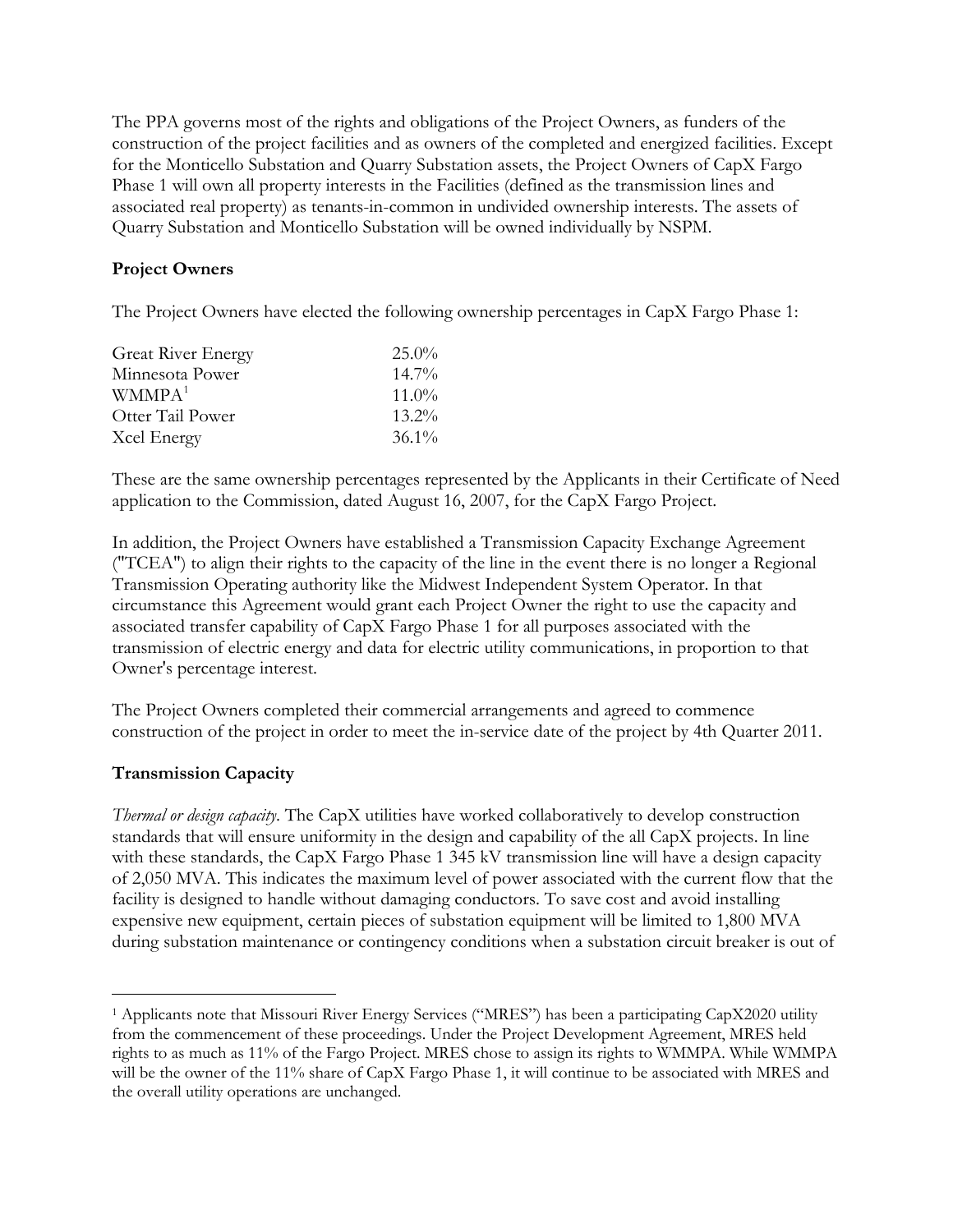The PPA governs most of the rights and obligations of the Project Owners, as funders of the construction of the project facilities and as owners of the completed and energized facilities. Except for the Monticello Substation and Quarry Substation assets, the Project Owners of CapX Fargo Phase 1 will own all property interests in the Facilities (defined as the transmission lines and associated real property) as tenants-in-common in undivided ownership interests. The assets of Quarry Substation and Monticello Substation will be owned individually by NSPM.

**Project Owners**

The Project Owners have elected the following ownership percentages in CapX Fargo Phase 1:

| | |
|---|---|
| Great River Energy | 25.0% |
| Minnesota Power | 14.7% |
| WMMPA[1] | 11.0% |
| Otter Tail Power | 13.2% |
| Xcel Energy | 36.1% |

These are the same ownership percentages represented by the Applicants in their Certificate of Need application to the Commission, dated August 16, 2007, for the CapX Fargo Project.

In addition, the Project Owners have established a Transmission Capacity Exchange Agreement ("TCEA") to align their rights to the capacity of the line in the event there is no longer a Regional Transmission Operating authority like the Midwest Independent System Operator. In that circumstance this Agreement would grant each Project Owner the right to use the capacity and associated transfer capability of CapX Fargo Phase 1 for all purposes associated with the transmission of electric energy and data for electric utility communications, in proportion to that Owner's percentage interest.

The Project Owners completed their commercial arrangements and agreed to commence construction of the project in order to meet the in-service date of the project by 4th Quarter 2011.

**Transmission Capacity**

*Thermal or design capacity*. The CapX utilities have worked collaboratively to develop construction standards that will ensure uniformity in the design and capability of the all CapX projects. In line with these standards, the CapX Fargo Phase 1 345 kV transmission line will have a design capacity of 2,050 MVA. This indicates the maximum level of power associated with the current flow that the facility is designed to handle without damaging conductors. To save cost and avoid installing expensive new equipment, certain pieces of substation equipment will be limited to 1,800 MVA during substation maintenance or contingency conditions when a substation circuit breaker is out of

[1] Applicants note that Missouri River Energy Services ("MRES") has been a participating CapX2020 utility from the commencement of these proceedings. Under the Project Development Agreement, MRES held rights to as much as 11% of the Fargo Project. MRES chose to assign its rights to WMMPA. While WMMPA will be the owner of the 11% share of CapX Fargo Phase 1, it will continue to be associated with MRES and the overall utility operations are unchanged.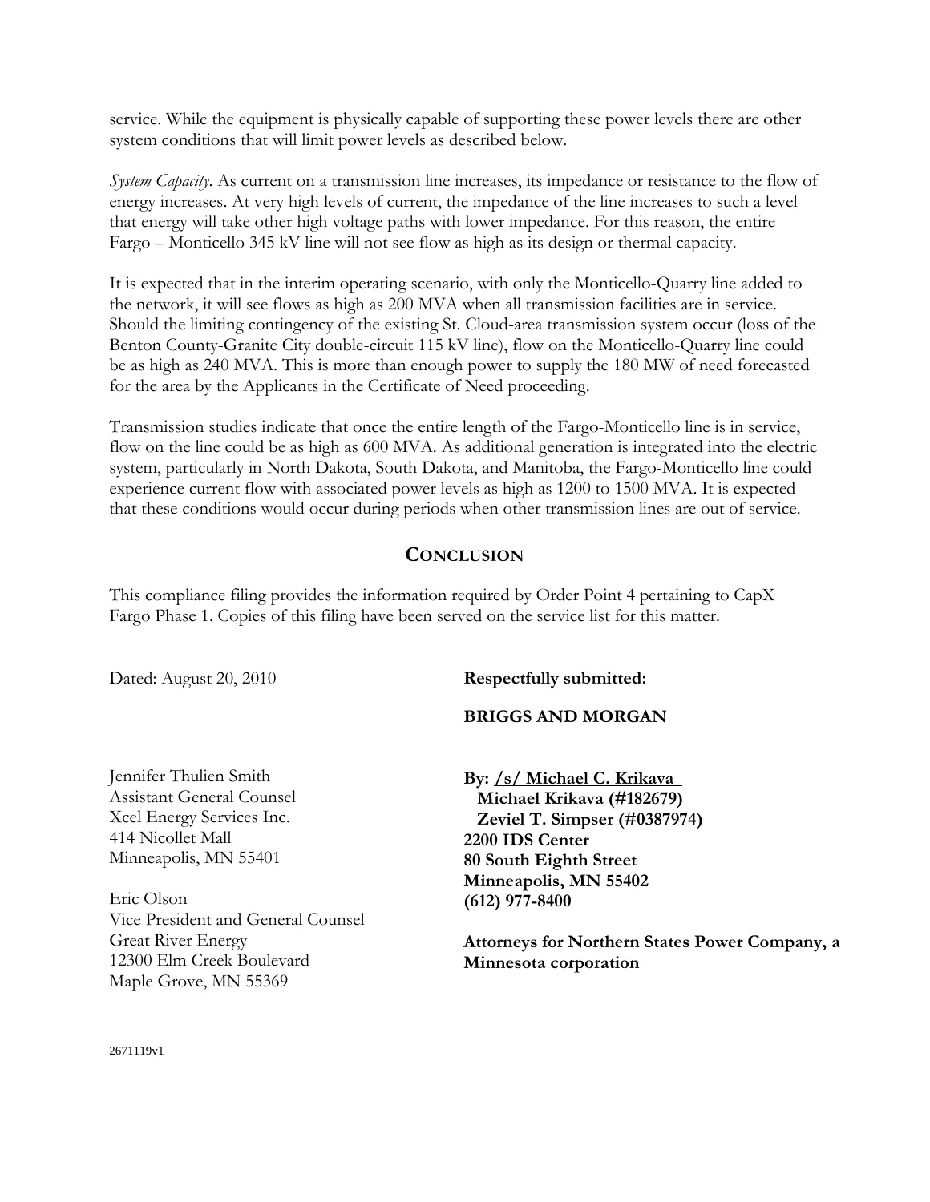service. While the equipment is physically capable of supporting these power levels there are other system conditions that will limit power levels as described below.

*System Capacity*. As current on a transmission line increases, its impedance or resistance to the flow of energy increases. At very high levels of current, the impedance of the line increases to such a level that energy will take other high voltage paths with lower impedance. For this reason, the entire Fargo – Monticello 345 kV line will not see flow as high as its design or thermal capacity.

It is expected that in the interim operating scenario, with only the Monticello-Quarry line added to the network, it will see flows as high as 200 MVA when all transmission facilities are in service. Should the limiting contingency of the existing St. Cloud-area transmission system occur (loss of the Benton County-Granite City double-circuit 115 kV line), flow on the Monticello-Quarry line could be as high as 240 MVA. This is more than enough power to supply the 180 MW of need forecasted for the area by the Applicants in the Certificate of Need proceeding.

Transmission studies indicate that once the entire length of the Fargo-Monticello line is in service, flow on the line could be as high as 600 MVA. As additional generation is integrated into the electric system, particularly in North Dakota, South Dakota, and Manitoba, the Fargo-Monticello line could experience current flow with associated power levels as high as 1200 to 1500 MVA. It is expected that these conditions would occur during periods when other transmission lines are out of service.

## CONCLUSION

This compliance filing provides the information required by Order Point 4 pertaining to CapX Fargo Phase 1. Copies of this filing have been served on the service list for this matter.

Dated: August 20, 2010

**Respectfully submitted:**

**BRIGGS AND MORGAN**

**By: /s/ Michael C. Krikava**
**Michael Krikava (#182679)**
**Zeviel T. Simpser (#0387974)**
**2200 IDS Center**
**80 South Eighth Street**
**Minneapolis, MN 55402**
**(612) 977-8400**

**Attorneys for Northern States Power Company, a Minnesota corporation**

Jennifer Thulien Smith
Assistant General Counsel
Xcel Energy Services Inc.
414 Nicollet Mall
Minneapolis, MN 55401

Eric Olson
Vice President and General Counsel
Great River Energy
12300 Elm Creek Boulevard
Maple Grove, MN 55369

2671119v1